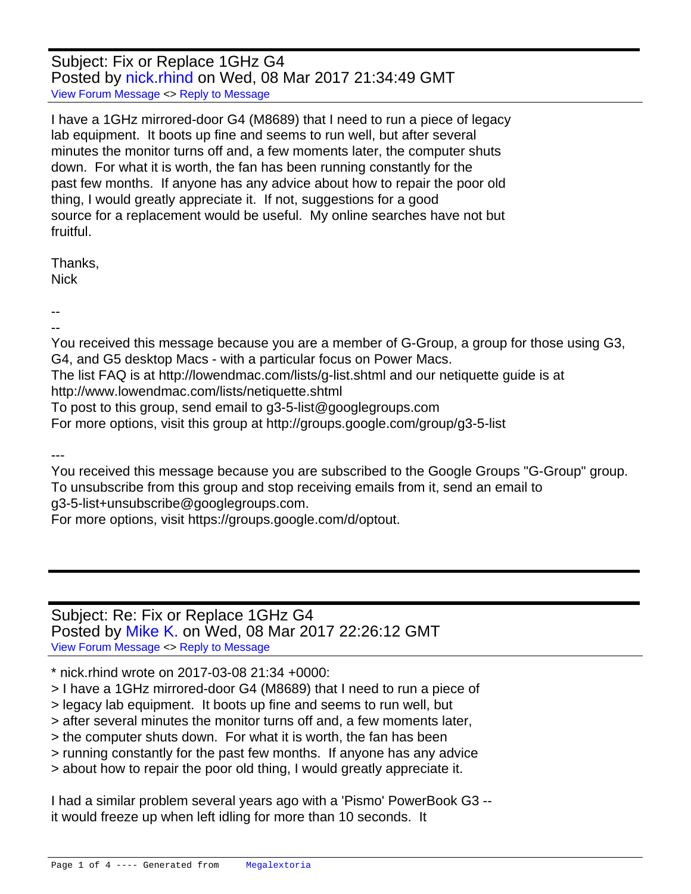Subject: Fix or Replace 1GHz G4
Posted by nick.rhind on Wed, 08 Mar 2017 21:34:49 GMT
View Forum Message <> Reply to Message

I have a 1GHz mirrored-door G4 (M8689) that I need to run a piece of legacy lab equipment. It boots up fine and seems to run well, but after several minutes the monitor turns off and, a few moments later, the computer shuts down. For what it is worth, the fan has been running constantly for the past few months. If anyone has any advice about how to repair the poor old thing, I would greatly appreciate it. If not, suggestions for a good source for a replacement would be useful. My online searches have not but fruitful.

Thanks,
Nick

--
--
You received this message because you are a member of G-Group, a group for those using G3, G4, and G5 desktop Macs - with a particular focus on Power Macs.
The list FAQ is at http://lowendmac.com/lists/g-list.shtml and our netiquette guide is at http://www.lowendmac.com/lists/netiquette.shtml
To post to this group, send email to g3-5-list@googlegroups.com
For more options, visit this group at http://groups.google.com/group/g3-5-list

---
You received this message because you are subscribed to the Google Groups "G-Group" group.
To unsubscribe from this group and stop receiving emails from it, send an email to g3-5-list+unsubscribe@googlegroups.com.
For more options, visit https://groups.google.com/d/optout.

---

Subject: Re: Fix or Replace 1GHz G4
Posted by Mike K. on Wed, 08 Mar 2017 22:26:12 GMT
View Forum Message <> Reply to Message

* nick.rhind wrote on 2017-03-08 21:34 +0000:
> I have a 1GHz mirrored-door G4 (M8689) that I need to run a piece of
> legacy lab equipment. It boots up fine and seems to run well, but
> after several minutes the monitor turns off and, a few moments later,
> the computer shuts down. For what it is worth, the fan has been
> running constantly for the past few months. If anyone has any advice
> about how to repair the poor old thing, I would greatly appreciate it.

I had a similar problem several years ago with a 'Pismo' PowerBook G3 --
it would freeze up when left idling for more than 10 seconds. It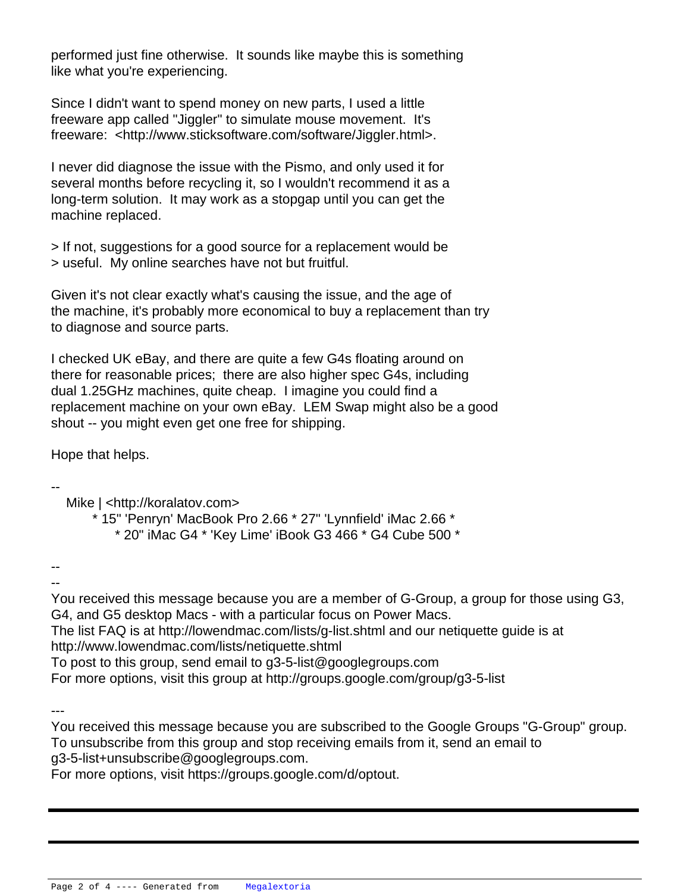performed just fine otherwise.  It sounds like maybe this is something
like what you're experiencing.

Since I didn't want to spend money on new parts, I used a little
freeware app called "Jiggler" to simulate mouse movement.  It's
freeware:  <http://www.sticksoftware.com/software/Jiggler.html>.

I never did diagnose the issue with the Pismo, and only used it for
several months before recycling it, so I wouldn't recommend it as a
long-term solution.  It may work as a stopgap until you can get the
machine replaced.

> If not, suggestions for a good source for a replacement would be
> useful.  My online searches have not but fruitful.

Given it's not clear exactly what's causing the issue, and the age of
the machine, it's probably more economical to buy a replacement than try
to diagnose and source parts.

I checked UK eBay, and there are quite a few G4s floating around on
there for reasonable prices;  there are also higher spec G4s, including
dual 1.25GHz machines, quite cheap.  I imagine you could find a
replacement machine on your own eBay.  LEM Swap might also be a good
shout -- you might even get one free for shipping.

Hope that helps.

--
   Mike | <http://koralatov.com>
      * 15" 'Penryn' MacBook Pro 2.66 * 27" 'Lynnfield' iMac 2.66 *
         * 20" iMac G4 * 'Key Lime' iBook G3 466 * G4 Cube 500 *

--
--
You received this message because you are a member of G-Group, a group for those using G3, G4, and G5 desktop Macs - with a particular focus on Power Macs.
The list FAQ is at http://lowendmac.com/lists/g-list.shtml and our netiquette guide is at http://www.lowendmac.com/lists/netiquette.shtml
To post to this group, send email to g3-5-list@googlegroups.com
For more options, visit this group at http://groups.google.com/group/g3-5-list

---
You received this message because you are subscribed to the Google Groups "G-Group" group.
To unsubscribe from this group and stop receiving emails from it, send an email to g3-5-list+unsubscribe@googlegroups.com.
For more options, visit https://groups.google.com/d/optout.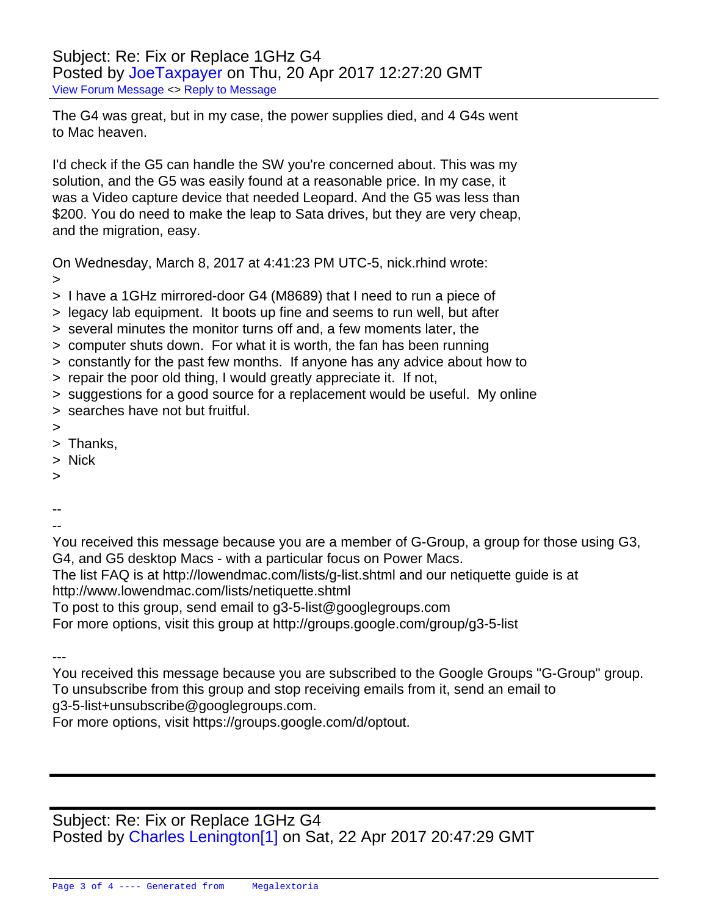Subject: Re: Fix or Replace 1GHz G4
Posted by JoeTaxpayer on Thu, 20 Apr 2017 12:27:20 GMT
View Forum Message <> Reply to Message

The G4 was great, but in my case, the power supplies died, and 4 G4s went to Mac heaven.

I'd check if the G5 can handle the SW you're concerned about. This was my solution, and the G5 was easily found at a reasonable price. In my case, it was a Video capture device that needed Leopard. And the G5 was less than $200. You do need to make the leap to Sata drives, but they are very cheap, and the migration, easy.

On Wednesday, March 8, 2017 at 4:41:23 PM UTC-5, nick.rhind wrote:

> 
> I have a 1GHz mirrored-door G4 (M8689) that I need to run a piece of
> legacy lab equipment.  It boots up fine and seems to run well, but after
> several minutes the monitor turns off and, a few moments later, the
> computer shuts down.  For what it is worth, the fan has been running
> constantly for the past few months.  If anyone has any advice about how to
> repair the poor old thing, I would greatly appreciate it.  If not,
> suggestions for a good source for a replacement would be useful.  My online
> searches have not but fruitful.
> 
> Thanks,
> Nick
> 

--
--
You received this message because you are a member of G-Group, a group for those using G3, G4, and G5 desktop Macs - with a particular focus on Power Macs.
The list FAQ is at http://lowendmac.com/lists/g-list.shtml and our netiquette guide is at http://www.lowendmac.com/lists/netiquette.shtml
To post to this group, send email to g3-5-list@googlegroups.com
For more options, visit this group at http://groups.google.com/group/g3-5-list

---
You received this message because you are subscribed to the Google Groups "G-Group" group.
To unsubscribe from this group and stop receiving emails from it, send an email to g3-5-list+unsubscribe@googlegroups.com.
For more options, visit https://groups.google.com/d/optout.

---

Subject: Re: Fix or Replace 1GHz G4
Posted by Charles Lenington[1] on Sat, 22 Apr 2017 20:47:29 GMT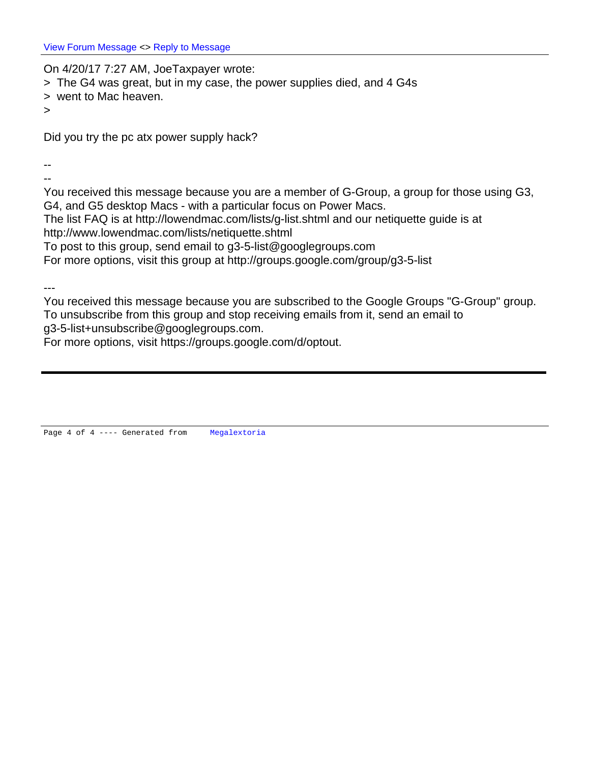View Forum Message <> Reply to Message

On 4/20/17 7:27 AM, JoeTaxpayer wrote:
> The G4 was great, but in my case, the power supplies died, and 4 G4s
> went to Mac heaven.
>

Did you try the pc atx power supply hack?

--
--
You received this message because you are a member of G-Group, a group for those using G3, G4, and G5 desktop Macs - with a particular focus on Power Macs.
The list FAQ is at http://lowendmac.com/lists/g-list.shtml and our netiquette guide is at http://www.lowendmac.com/lists/netiquette.shtml
To post to this group, send email to g3-5-list@googlegroups.com
For more options, visit this group at http://groups.google.com/group/g3-5-list

---
You received this message because you are subscribed to the Google Groups "G-Group" group.
To unsubscribe from this group and stop receiving emails from it, send an email to g3-5-list+unsubscribe@googlegroups.com.
For more options, visit https://groups.google.com/d/optout.